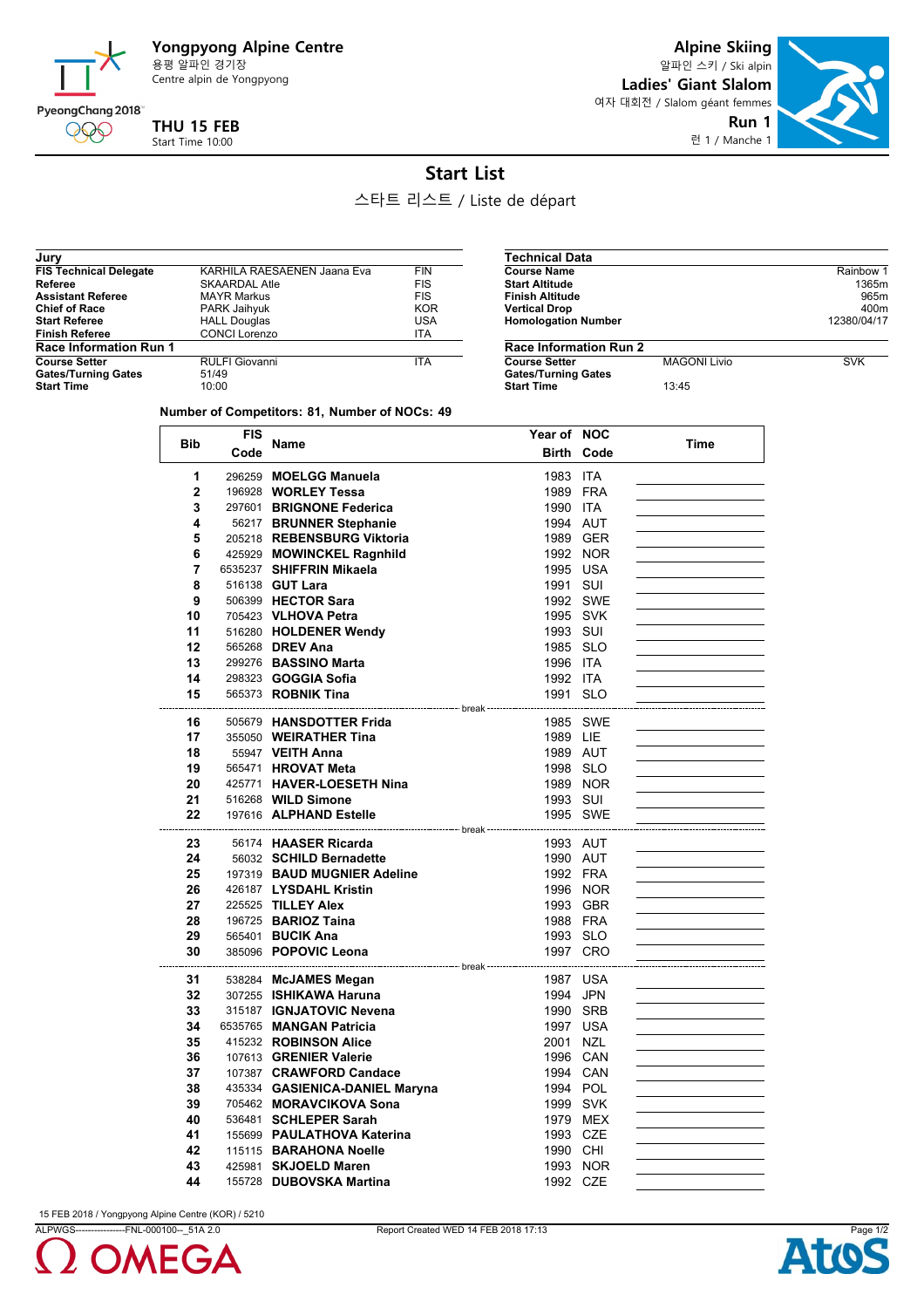**Yongpyong Alpine Centre**
용평 알파인 경기장
Centre alpin de Yongpyong

**THU 15 FEB**
Start Time 10:00

**Alpine Skiing**
알파인 스키 / Ski alpin
**Ladies' Giant Slalom**
여자 대회전 / Slalom géant femmes
**Run 1**
런 1 / Manche 1

# Start List

스타트 리스트 / Liste de départ

| Jury | | |
|---|---|---|
| **FIS Technical Delegate** | KARHILA RAESAENEN Jaana Eva | FIN |
| **Referee** | SKAARDAL Atle | FIS |
| **Assistant Referee** | MAYR Markus | FIS |
| **Chief of Race** | PARK Jaihyuk | KOR |
| **Start Referee** | HALL Douglas | USA |
| **Finish Referee** | CONCI Lorenzo | ITA |

| Race Information Run 1 | | |
|---|---|---|
| **Course Setter** | RULFI Giovanni | ITA |
| **Gates/Turning Gates** | 51/49 | |
| **Start Time** | 10:00 | |

| Technical Data | |
|---|---|
| **Course Name** | Rainbow 1 |
| **Start Altitude** | 1365m |
| **Finish Altitude** | 965m |
| **Vertical Drop** | 400m |
| **Homologation Number** | 12380/04/17 |

| Race Information Run 2 | | |
|---|---|---|
| **Course Setter** | MAGONI Livio | SVK |
| **Gates/Turning Gates** | | |
| **Start Time** | 13:45 | |

**Number of Competitors: 81, Number of NOCs: 49**

| Bib | FIS Code | Name | Year of Birth | NOC Code | Time |
|---|---|---|---|---|---|
| 1 | 296259 | **MOELGG Manuela** | 1983 | ITA | |
| 2 | 196928 | **WORLEY Tessa** | 1989 | FRA | |
| 3 | 297601 | **BRIGNONE Federica** | 1990 | ITA | |
| 4 | 56217 | **BRUNNER Stephanie** | 1994 | AUT | |
| 5 | 205218 | **REBENSBURG Viktoria** | 1989 | GER | |
| 6 | 425929 | **MOWINCKEL Ragnhild** | 1992 | NOR | |
| 7 | 6535237 | **SHIFFRIN Mikaela** | 1995 | USA | |
| 8 | 516138 | **GUT Lara** | 1991 | SUI | |
| 9 | 506399 | **HECTOR Sara** | 1992 | SWE | |
| 10 | 705423 | **VLHOVA Petra** | 1995 | SVK | |
| 11 | 516280 | **HOLDENER Wendy** | 1993 | SUI | |
| 12 | 565268 | **DREV Ana** | 1985 | SLO | |
| 13 | 299276 | **BASSINO Marta** | 1996 | ITA | |
| 14 | 298323 | **GOGGIA Sofia** | 1992 | ITA | |
| 15 | 565373 | **ROBNIK Tina** | 1991 | SLO | |
| | | break | | | |
| 16 | 505679 | **HANSDOTTER Frida** | 1985 | SWE | |
| 17 | 355050 | **WEIRATHER Tina** | 1989 | LIE | |
| 18 | 55947 | **VEITH Anna** | 1989 | AUT | |
| 19 | 565471 | **HROVAT Meta** | 1998 | SLO | |
| 20 | 425771 | **HAVER-LOESETH Nina** | 1989 | NOR | |
| 21 | 516268 | **WILD Simone** | 1993 | SUI | |
| 22 | 197616 | **ALPHAND Estelle** | 1995 | SWE | |
| | | break | | | |
| 23 | 56174 | **HAASER Ricarda** | 1993 | AUT | |
| 24 | 56032 | **SCHILD Bernadette** | 1990 | AUT | |
| 25 | 197319 | **BAUD MUGNIER Adeline** | 1992 | FRA | |
| 26 | 426187 | **LYSDAHL Kristin** | 1996 | NOR | |
| 27 | 225525 | **TILLEY Alex** | 1993 | GBR | |
| 28 | 196725 | **BARIOZ Taina** | 1988 | FRA | |
| 29 | 565401 | **BUCIK Ana** | 1993 | SLO | |
| 30 | 385096 | **POPOVIC Leona** | 1997 | CRO | |
| | | break | | | |
| 31 | 538284 | **McJAMES Megan** | 1987 | USA | |
| 32 | 307255 | **ISHIKAWA Haruna** | 1994 | JPN | |
| 33 | 315187 | **IGNJATOVIC Nevena** | 1990 | SRB | |
| 34 | 6535765 | **MANGAN Patricia** | 1997 | USA | |
| 35 | 415232 | **ROBINSON Alice** | 2001 | NZL | |
| 36 | 107613 | **GRENIER Valerie** | 1996 | CAN | |
| 37 | 107387 | **CRAWFORD Candace** | 1994 | CAN | |
| 38 | 435334 | **GASIENICA-DANIEL Maryna** | 1994 | POL | |
| 39 | 705462 | **MORAVCIKOVA Sona** | 1999 | SVK | |
| 40 | 536481 | **SCHLEPER Sarah** | 1979 | MEX | |
| 41 | 155699 | **PAULATHOVA Katerina** | 1993 | CZE | |
| 42 | 115115 | **BARAHONA Noelle** | 1990 | CHI | |
| 43 | 425981 | **SKJOELD Maren** | 1993 | NOR | |
| 44 | 155728 | **DUBOVSKA Martina** | 1992 | CZE | |

15 FEB 2018 / Yongpyong Alpine Centre (KOR) / 5210
ALPWGS----------------FNL-000100--_51A 2.0 Report Created WED 14 FEB 2018 17:13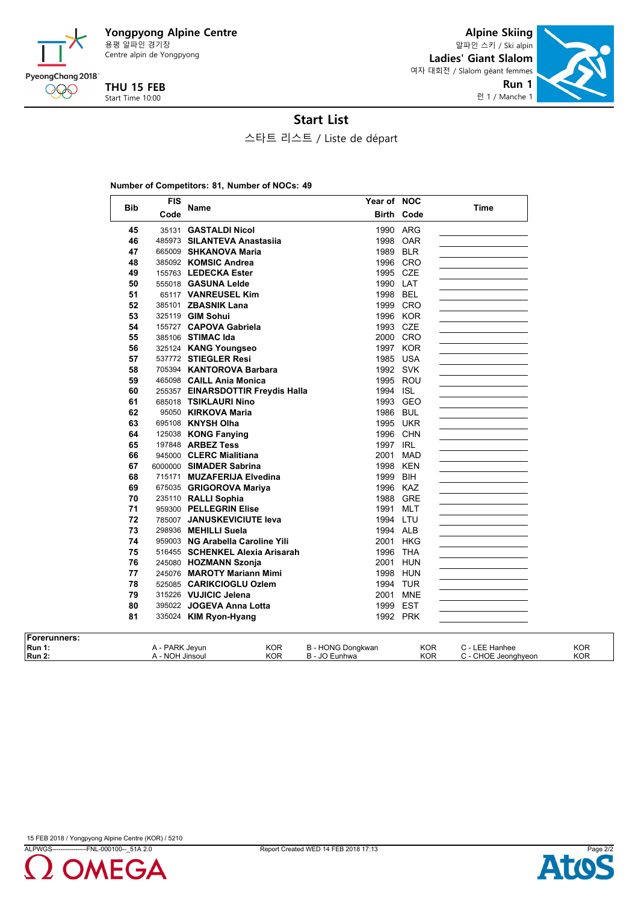**Yongpyong Alpine Centre**
용평 알파인 경기장
Centre alpin de Yongpyong

**THU 15 FEB**
Start Time 10:00

**Alpine Skiing**
알파인 스키 / Ski alpin
**Ladies' Giant Slalom**
여자 대회전 / Slalom géant femmes
**Run 1**
런 1 / Manche 1

# Start List

스타트 리스트 / Liste de départ

**Number of Competitors: 81, Number of NOCs: 49**

| Bib | FIS Code | Name | Year of Birth | NOC Code | Time |
|---|---|---|---|---|---|
| 45 | 35131 | **GASTALDI Nicol** | 1990 | ARG | |
| 46 | 485973 | **SILANTEVA Anastasiia** | 1998 | OAR | |
| 47 | 665009 | **SHKANOVA Maria** | 1989 | BLR | |
| 48 | 385092 | **KOMSIC Andrea** | 1996 | CRO | |
| 49 | 155763 | **LEDECKA Ester** | 1995 | CZE | |
| 50 | 555018 | **GASUNA Lelde** | 1990 | LAT | |
| 51 | 65117 | **VANREUSEL Kim** | 1998 | BEL | |
| 52 | 385101 | **ZBASNIK Lana** | 1999 | CRO | |
| 53 | 325119 | **GIM Sohui** | 1996 | KOR | |
| 54 | 155727 | **CAPOVA Gabriela** | 1993 | CZE | |
| 55 | 385106 | **STIMAC Ida** | 2000 | CRO | |
| 56 | 325124 | **KANG Youngseo** | 1997 | KOR | |
| 57 | 537772 | **STIEGLER Resi** | 1985 | USA | |
| 58 | 705394 | **KANTOROVA Barbara** | 1992 | SVK | |
| 59 | 465098 | **CAILL Ania Monica** | 1995 | ROU | |
| 60 | 255357 | **EINARSDOTTIR Freydis Halla** | 1994 | ISL | |
| 61 | 685018 | **TSIKLAURI Nino** | 1993 | GEO | |
| 62 | 95050 | **KIRKOVA Maria** | 1986 | BUL | |
| 63 | 695108 | **KNYSH Olha** | 1995 | UKR | |
| 64 | 125038 | **KONG Fanying** | 1996 | CHN | |
| 65 | 197848 | **ARBEZ Tess** | 1997 | IRL | |
| 66 | 945000 | **CLERC Mialitiana** | 2001 | MAD | |
| 67 | 6000000 | **SIMADER Sabrina** | 1998 | KEN | |
| 68 | 715171 | **MUZAFERIJA Elvedina** | 1999 | BIH | |
| 69 | 675035 | **GRIGOROVA Mariya** | 1996 | KAZ | |
| 70 | 235110 | **RALLI Sophia** | 1988 | GRE | |
| 71 | 959300 | **PELLEGRIN Elise** | 1991 | MLT | |
| 72 | 785007 | **JANUSKEVICIUTE Ieva** | 1994 | LTU | |
| 73 | 298936 | **MEHILLI Suela** | 1994 | ALB | |
| 74 | 959003 | **NG Arabella Caroline Yili** | 2001 | HKG | |
| 75 | 516455 | **SCHENKEL Alexia Arisarah** | 1996 | THA | |
| 76 | 245080 | **HOZMANN Szonja** | 2001 | HUN | |
| 77 | 245076 | **MAROTY Mariann Mimi** | 1998 | HUN | |
| 78 | 525085 | **CARIKCIOGLU Ozlem** | 1994 | TUR | |
| 79 | 315226 | **VUJICIC Jelena** | 2001 | MNE | |
| 80 | 395022 | **JOGEVA Anna Lotta** | 1999 | EST | |
| 81 | 335024 | **KIM Ryon-Hyang** | 1992 | PRK | |

**Forerunners:**

| | | | | | | |
|---|---|---|---|---|---|---|
| **Run 1:** | A - PARK Jeyun | KOR | B - HONG Dongkwan | KOR | C - LEE Hanhee | KOR |
| **Run 2:** | A - NOH Jinsoul | KOR | B - JO Eunhwa | KOR | C - CHOE Jeonghyeon | KOR |

15 FEB 2018 / Yongpyong Alpine Centre (KOR) / 5210

ALPWGS----------------FNL-000100--_51A 2.0 Report Created WED 14 FEB 2018 17:13